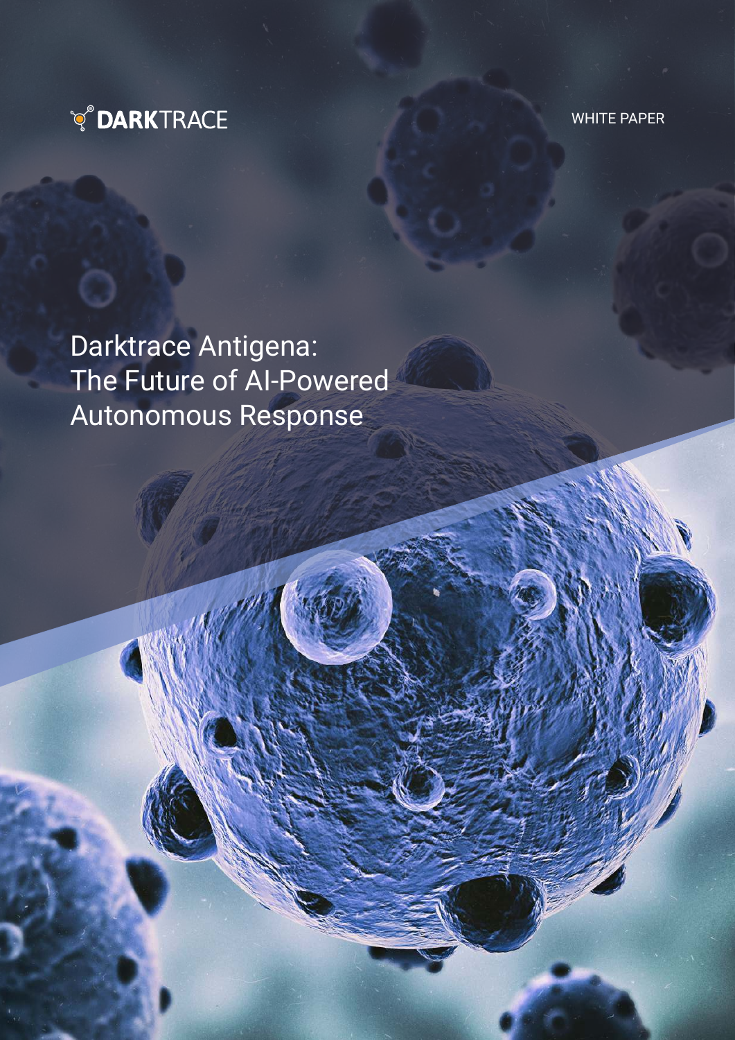DARKTRACE

WHITE PAPER

# Darktrace Antigena: The Future of AI-Powered Autonomous Response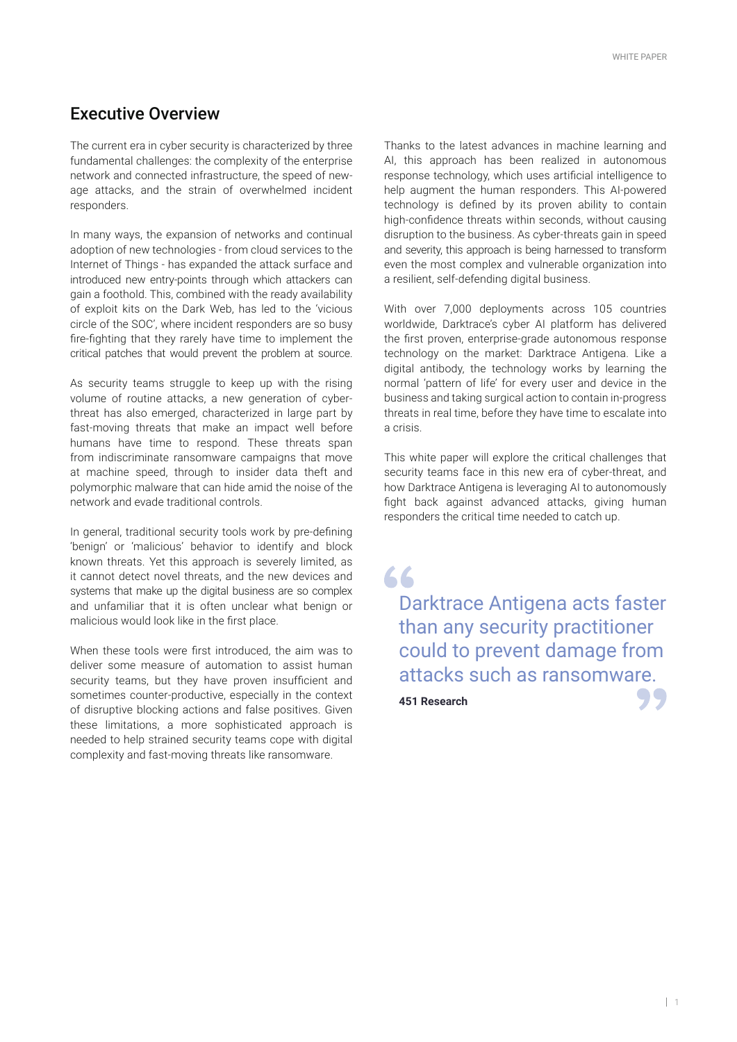## Executive Overview

The current era in cyber security is characterized by three fundamental challenges: the complexity of the enterprise network and connected infrastructure, the speed of new-age attacks, and the strain of overwhelmed incident responders.

In many ways, the expansion of networks and continual adoption of new technologies - from cloud services to the Internet of Things - has expanded the attack surface and introduced new entry-points through which attackers can gain a foothold. This, combined with the ready availability of exploit kits on the Dark Web, has led to the 'vicious circle of the SOC', where incident responders are so busy fire-fighting that they rarely have time to implement the critical patches that would prevent the problem at source.

As security teams struggle to keep up with the rising volume of routine attacks, a new generation of cyber-threat has also emerged, characterized in large part by fast-moving threats that make an impact well before humans have time to respond. These threats span from indiscriminate ransomware campaigns that move at machine speed, through to insider data theft and polymorphic malware that can hide amid the noise of the network and evade traditional controls.

In general, traditional security tools work by pre-defining 'benign' or 'malicious' behavior to identify and block known threats. Yet this approach is severely limited, as it cannot detect novel threats, and the new devices and systems that make up the digital business are so complex and unfamiliar that it is often unclear what benign or malicious would look like in the first place.

When these tools were first introduced, the aim was to deliver some measure of automation to assist human security teams, but they have proven insufficient and sometimes counter-productive, especially in the context of disruptive blocking actions and false positives. Given these limitations, a more sophisticated approach is needed to help strained security teams cope with digital complexity and fast-moving threats like ransomware.

Thanks to the latest advances in machine learning and AI, this approach has been realized in autonomous response technology, which uses artificial intelligence to help augment the human responders. This AI-powered technology is defined by its proven ability to contain high-confidence threats within seconds, without causing disruption to the business. As cyber-threats gain in speed and severity, this approach is being harnessed to transform even the most complex and vulnerable organization into a resilient, self-defending digital business.

With over 7,000 deployments across 105 countries worldwide, Darktrace's cyber AI platform has delivered the first proven, enterprise-grade autonomous response technology on the market: Darktrace Antigena. Like a digital antibody, the technology works by learning the normal 'pattern of life' for every user and device in the business and taking surgical action to contain in-progress threats in real time, before they have time to escalate into a crisis.

This white paper will explore the critical challenges that security teams face in this new era of cyber-threat, and how Darktrace Antigena is leveraging AI to autonomously fight back against advanced attacks, giving human responders the critical time needed to catch up.

> Darktrace Antigena acts faster than any security practitioner could to prevent damage from attacks such as ransomware.
>
> **451 Research**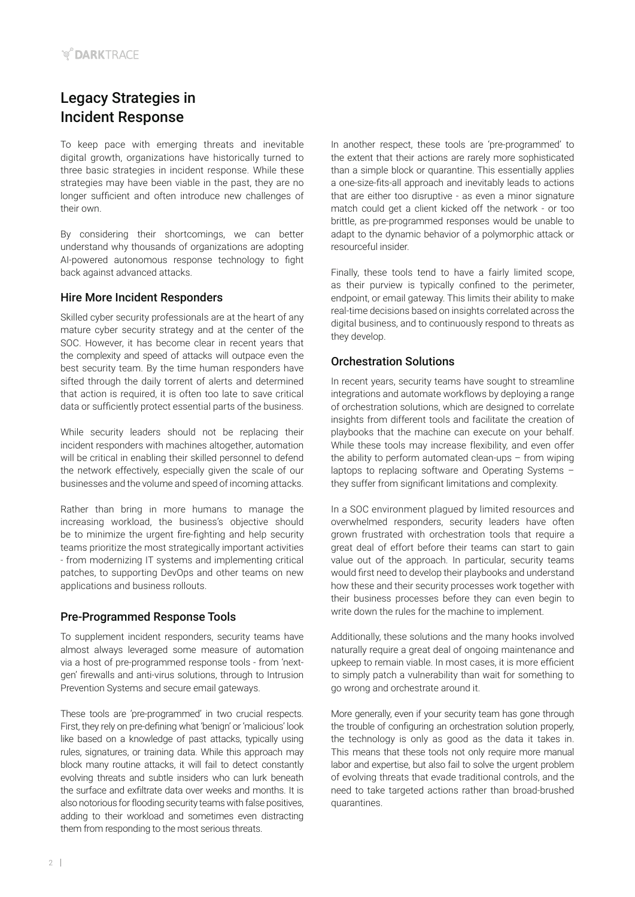# Legacy Strategies in Incident Response

To keep pace with emerging threats and inevitable digital growth, organizations have historically turned to three basic strategies in incident response. While these strategies may have been viable in the past, they are no longer sufficient and often introduce new challenges of their own.

By considering their shortcomings, we can better understand why thousands of organizations are adopting AI-powered autonomous response technology to fight back against advanced attacks.

## Hire More Incident Responders

Skilled cyber security professionals are at the heart of any mature cyber security strategy and at the center of the SOC. However, it has become clear in recent years that the complexity and speed of attacks will outpace even the best security team. By the time human responders have sifted through the daily torrent of alerts and determined that action is required, it is often too late to save critical data or sufficiently protect essential parts of the business.

While security leaders should not be replacing their incident responders with machines altogether, automation will be critical in enabling their skilled personnel to defend the network effectively, especially given the scale of our businesses and the volume and speed of incoming attacks.

Rather than bring in more humans to manage the increasing workload, the business's objective should be to minimize the urgent fire-fighting and help security teams prioritize the most strategically important activities - from modernizing IT systems and implementing critical patches, to supporting DevOps and other teams on new applications and business rollouts.

## Pre-Programmed Response Tools

To supplement incident responders, security teams have almost always leveraged some measure of automation via a host of pre-programmed response tools - from 'next-gen' firewalls and anti-virus solutions, through to Intrusion Prevention Systems and secure email gateways.

These tools are 'pre-programmed' in two crucial respects. First, they rely on pre-defining what 'benign' or 'malicious' look like based on a knowledge of past attacks, typically using rules, signatures, or training data. While this approach may block many routine attacks, it will fail to detect constantly evolving threats and subtle insiders who can lurk beneath the surface and exfiltrate data over weeks and months. It is also notorious for flooding security teams with false positives, adding to their workload and sometimes even distracting them from responding to the most serious threats.

In another respect, these tools are 'pre-programmed' to the extent that their actions are rarely more sophisticated than a simple block or quarantine. This essentially applies a one-size-fits-all approach and inevitably leads to actions that are either too disruptive - as even a minor signature match could get a client kicked off the network - or too brittle, as pre-programmed responses would be unable to adapt to the dynamic behavior of a polymorphic attack or resourceful insider.

Finally, these tools tend to have a fairly limited scope, as their purview is typically confined to the perimeter, endpoint, or email gateway. This limits their ability to make real-time decisions based on insights correlated across the digital business, and to continuously respond to threats as they develop.

## Orchestration Solutions

In recent years, security teams have sought to streamline integrations and automate workflows by deploying a range of orchestration solutions, which are designed to correlate insights from different tools and facilitate the creation of playbooks that the machine can execute on your behalf. While these tools may increase flexibility, and even offer the ability to perform automated clean-ups – from wiping laptops to replacing software and Operating Systems – they suffer from significant limitations and complexity.

In a SOC environment plagued by limited resources and overwhelmed responders, security leaders have often grown frustrated with orchestration tools that require a great deal of effort before their teams can start to gain value out of the approach. In particular, security teams would first need to develop their playbooks and understand how these and their security processes work together with their business processes before they can even begin to write down the rules for the machine to implement.

Additionally, these solutions and the many hooks involved naturally require a great deal of ongoing maintenance and upkeep to remain viable. In most cases, it is more efficient to simply patch a vulnerability than wait for something to go wrong and orchestrate around it.

More generally, even if your security team has gone through the trouble of configuring an orchestration solution properly, the technology is only as good as the data it takes in. This means that these tools not only require more manual labor and expertise, but also fail to solve the urgent problem of evolving threats that evade traditional controls, and the need to take targeted actions rather than broad-brushed quarantines.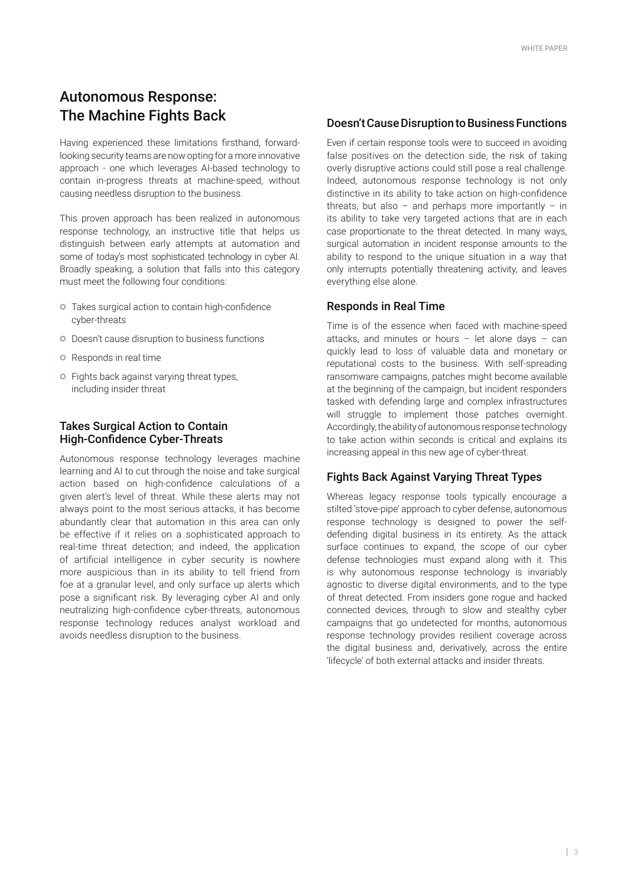## Autonomous Response: The Machine Fights Back

Having experienced these limitations firsthand, forward-looking security teams are now opting for a more innovative approach - one which leverages AI-based technology to contain in-progress threats at machine-speed, without causing needless disruption to the business.

This proven approach has been realized in autonomous response technology, an instructive title that helps us distinguish between early attempts at automation and some of today's most sophisticated technology in cyber AI. Broadly speaking, a solution that falls into this category must meet the following four conditions:

- Takes surgical action to contain high-confidence cyber-threats
- Doesn't cause disruption to business functions
- Responds in real time
- Fights back against varying threat types, including insider threat

### Takes Surgical Action to Contain High-Confidence Cyber-Threats

Autonomous response technology leverages machine learning and AI to cut through the noise and take surgical action based on high-confidence calculations of a given alert's level of threat. While these alerts may not always point to the most serious attacks, it has become abundantly clear that automation in this area can only be effective if it relies on a sophisticated approach to real-time threat detection; and indeed, the application of artificial intelligence in cyber security is nowhere more auspicious than in its ability to tell friend from foe at a granular level, and only surface up alerts which pose a significant risk. By leveraging cyber AI and only neutralizing high-confidence cyber-threats, autonomous response technology reduces analyst workload and avoids needless disruption to the business.

### Doesn't Cause Disruption to Business Functions

Even if certain response tools were to succeed in avoiding false positives on the detection side, the risk of taking overly disruptive actions could still pose a real challenge. Indeed, autonomous response technology is not only distinctive in its ability to take action on high-confidence threats, but also – and perhaps more importantly – in its ability to take very targeted actions that are in each case proportionate to the threat detected. In many ways, surgical automation in incident response amounts to the ability to respond to the unique situation in a way that only interrupts potentially threatening activity, and leaves everything else alone.

### Responds in Real Time

Time is of the essence when faced with machine-speed attacks, and minutes or hours – let alone days – can quickly lead to loss of valuable data and monetary or reputational costs to the business. With self-spreading ransomware campaigns, patches might become available at the beginning of the campaign, but incident responders tasked with defending large and complex infrastructures will struggle to implement those patches overnight. Accordingly, the ability of autonomous response technology to take action within seconds is critical and explains its increasing appeal in this new age of cyber-threat.

### Fights Back Against Varying Threat Types

Whereas legacy response tools typically encourage a stilted 'stove-pipe' approach to cyber defense, autonomous response technology is designed to power the self-defending digital business in its entirety. As the attack surface continues to expand, the scope of our cyber defense technologies must expand along with it. This is why autonomous response technology is invariably agnostic to diverse digital environments, and to the type of threat detected. From insiders gone rogue and hacked connected devices, through to slow and stealthy cyber campaigns that go undetected for months, autonomous response technology provides resilient coverage across the digital business and, derivatively, across the entire 'lifecycle' of both external attacks and insider threats.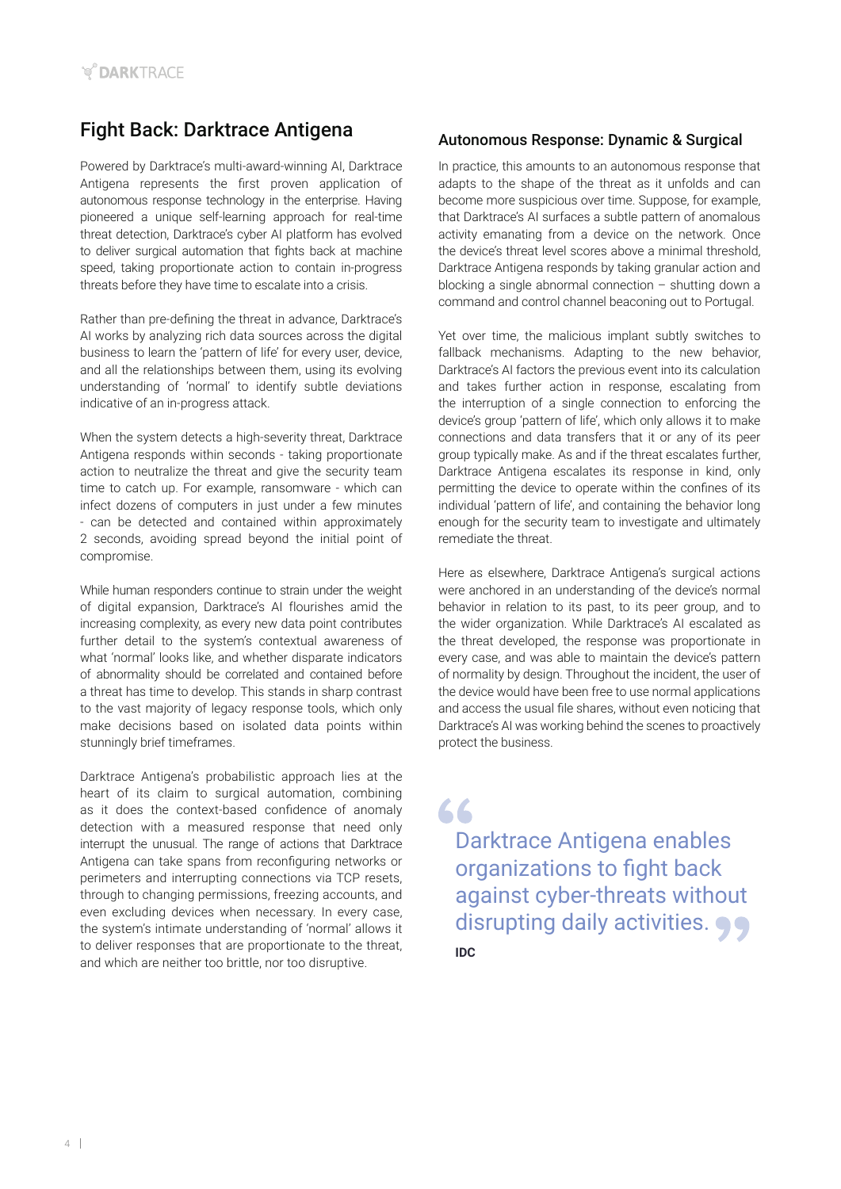## Fight Back: Darktrace Antigena

Powered by Darktrace's multi-award-winning AI, Darktrace Antigena represents the first proven application of autonomous response technology in the enterprise. Having pioneered a unique self-learning approach for real-time threat detection, Darktrace's cyber AI platform has evolved to deliver surgical automation that fights back at machine speed, taking proportionate action to contain in-progress threats before they have time to escalate into a crisis.

Rather than pre-defining the threat in advance, Darktrace's AI works by analyzing rich data sources across the digital business to learn the 'pattern of life' for every user, device, and all the relationships between them, using its evolving understanding of 'normal' to identify subtle deviations indicative of an in-progress attack.

When the system detects a high-severity threat, Darktrace Antigena responds within seconds - taking proportionate action to neutralize the threat and give the security team time to catch up. For example, ransomware - which can infect dozens of computers in just under a few minutes - can be detected and contained within approximately 2 seconds, avoiding spread beyond the initial point of compromise.

While human responders continue to strain under the weight of digital expansion, Darktrace's AI flourishes amid the increasing complexity, as every new data point contributes further detail to the system's contextual awareness of what 'normal' looks like, and whether disparate indicators of abnormality should be correlated and contained before a threat has time to develop. This stands in sharp contrast to the vast majority of legacy response tools, which only make decisions based on isolated data points within stunningly brief timeframes.

Darktrace Antigena's probabilistic approach lies at the heart of its claim to surgical automation, combining as it does the context-based confidence of anomaly detection with a measured response that need only interrupt the unusual. The range of actions that Darktrace Antigena can take spans from reconfiguring networks or perimeters and interrupting connections via TCP resets, through to changing permissions, freezing accounts, and even excluding devices when necessary. In every case, the system's intimate understanding of 'normal' allows it to deliver responses that are proportionate to the threat, and which are neither too brittle, nor too disruptive.

### Autonomous Response: Dynamic & Surgical

In practice, this amounts to an autonomous response that adapts to the shape of the threat as it unfolds and can become more suspicious over time. Suppose, for example, that Darktrace's AI surfaces a subtle pattern of anomalous activity emanating from a device on the network. Once the device's threat level scores above a minimal threshold, Darktrace Antigena responds by taking granular action and blocking a single abnormal connection – shutting down a command and control channel beaconing out to Portugal.

Yet over time, the malicious implant subtly switches to fallback mechanisms. Adapting to the new behavior, Darktrace's AI factors the previous event into its calculation and takes further action in response, escalating from the interruption of a single connection to enforcing the device's group 'pattern of life', which only allows it to make connections and data transfers that it or any of its peer group typically make. As and if the threat escalates further, Darktrace Antigena escalates its response in kind, only permitting the device to operate within the confines of its individual 'pattern of life', and containing the behavior long enough for the security team to investigate and ultimately remediate the threat.

Here as elsewhere, Darktrace Antigena's surgical actions were anchored in an understanding of the device's normal behavior in relation to its past, to its peer group, and to the wider organization. While Darktrace's AI escalated as the threat developed, the response was proportionate in every case, and was able to maintain the device's pattern of normality by design. Throughout the incident, the user of the device would have been free to use normal applications and access the usual file shares, without even noticing that Darktrace's AI was working behind the scenes to proactively protect the business.

> "Darktrace Antigena enables organizations to fight back against cyber-threats without disrupting daily activities."
>
> **IDC**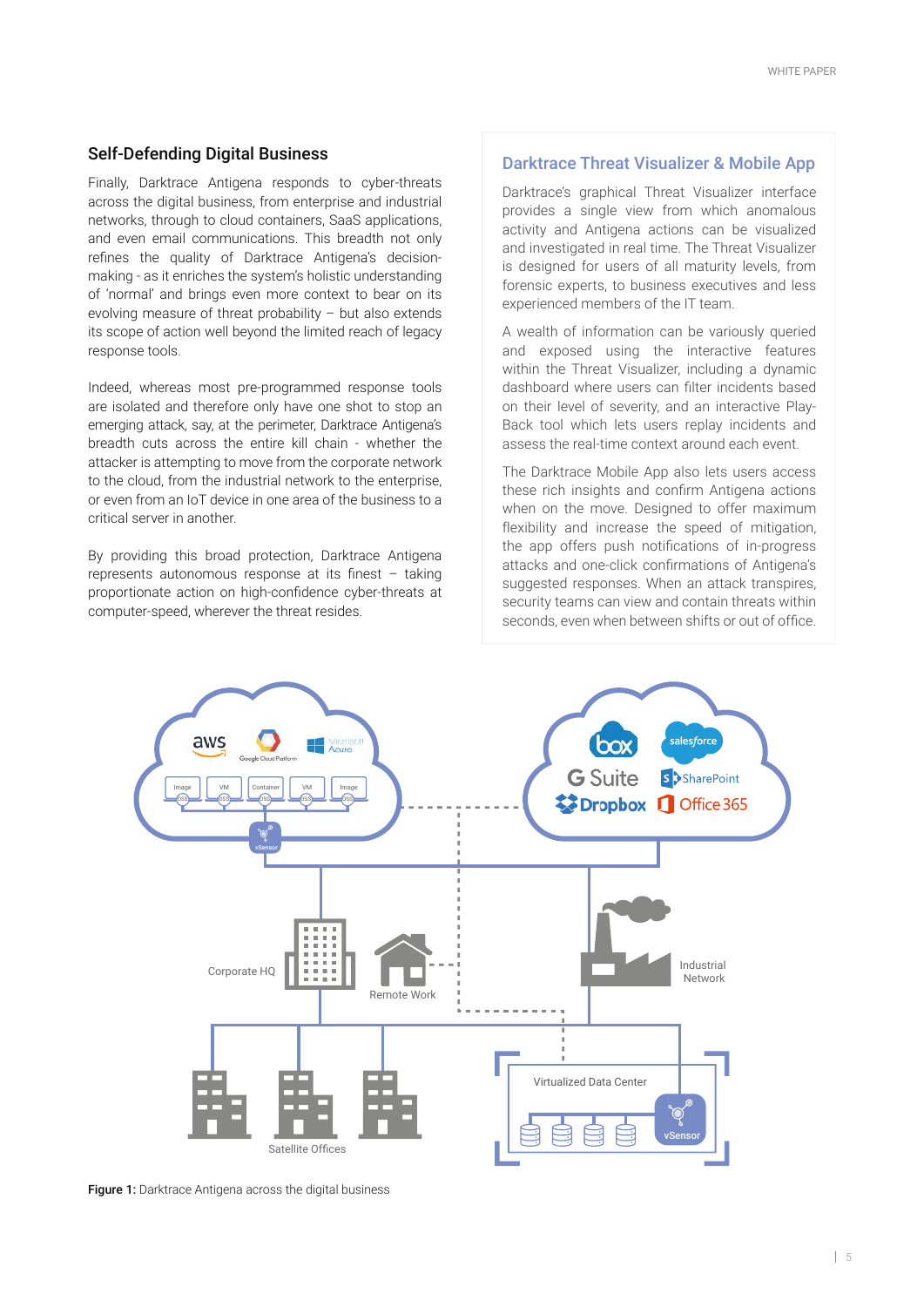## Self-Defending Digital Business

Finally, Darktrace Antigena responds to cyber-threats across the digital business, from enterprise and industrial networks, through to cloud containers, SaaS applications, and even email communications. This breadth not only refines the quality of Darktrace Antigena's decision-making - as it enriches the system's holistic understanding of 'normal' and brings even more context to bear on its evolving measure of threat probability – but also extends its scope of action well beyond the limited reach of legacy response tools.

Indeed, whereas most pre-programmed response tools are isolated and therefore only have one shot to stop an emerging attack, say, at the perimeter, Darktrace Antigena's breadth cuts across the entire kill chain - whether the attacker is attempting to move from the corporate network to the cloud, from the industrial network to the enterprise, or even from an IoT device in one area of the business to a critical server in another.

By providing this broad protection, Darktrace Antigena represents autonomous response at its finest – taking proportionate action on high-confidence cyber-threats at computer-speed, wherever the threat resides.

### Darktrace Threat Visualizer & Mobile App

Darktrace's graphical Threat Visualizer interface provides a single view from which anomalous activity and Antigena actions can be visualized and investigated in real time. The Threat Visualizer is designed for users of all maturity levels, from forensic experts, to business executives and less experienced members of the IT team.

A wealth of information can be variously queried and exposed using the interactive features within the Threat Visualizer, including a dynamic dashboard where users can filter incidents based on their level of severity, and an interactive Play-Back tool which lets users replay incidents and assess the real-time context around each event.

The Darktrace Mobile App also lets users access these rich insights and confirm Antigena actions when on the move. Designed to offer maximum flexibility and increase the speed of mitigation, the app offers push notifications of in-progress attacks and one-click confirmations of Antigena's suggested responses. When an attack transpires, security teams can view and contain threats within seconds, even when between shifts or out of office.

**Figure 1:** Darktrace Antigena across the digital business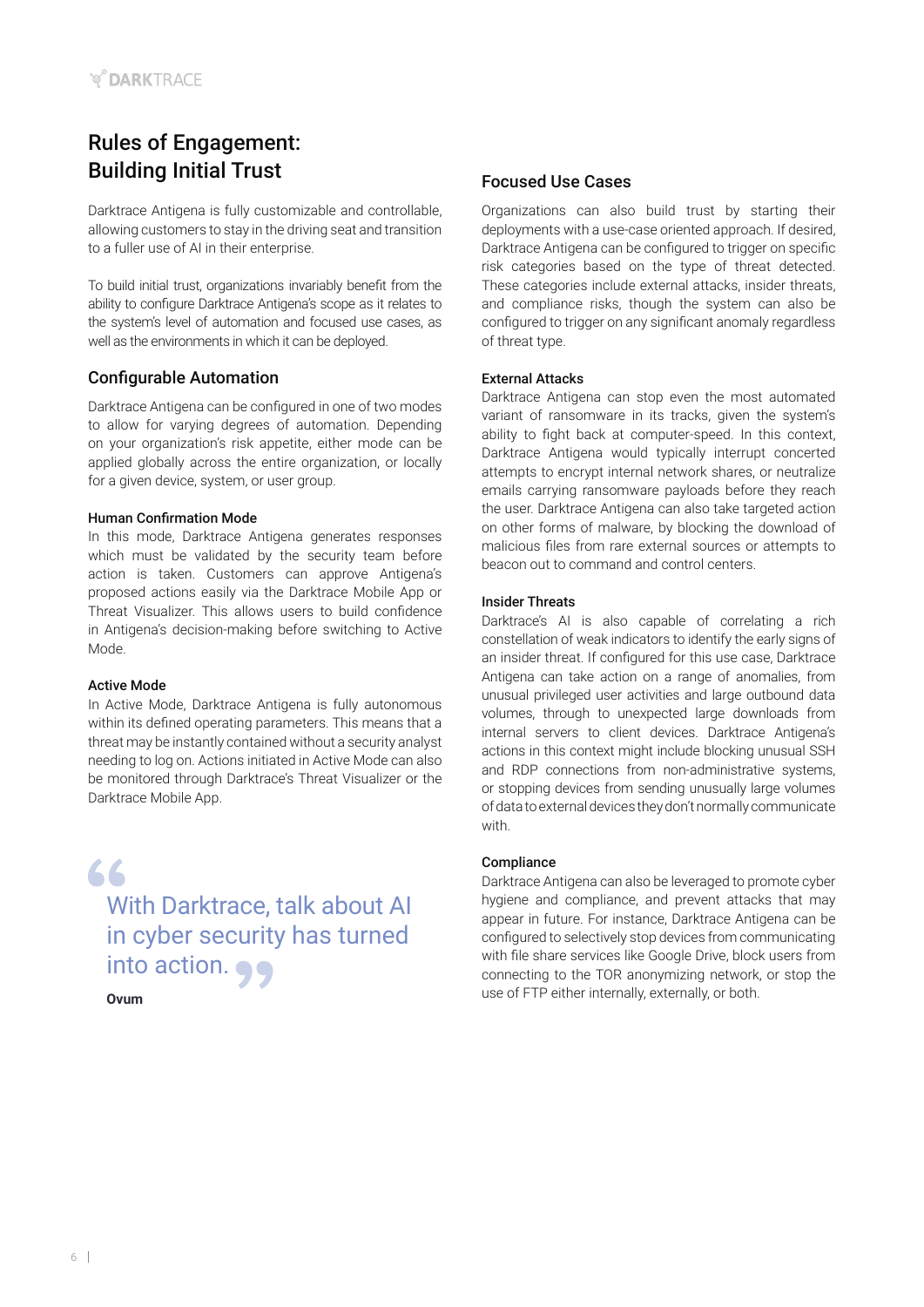# Rules of Engagement: Building Initial Trust

Darktrace Antigena is fully customizable and controllable, allowing customers to stay in the driving seat and transition to a fuller use of AI in their enterprise.

To build initial trust, organizations invariably benefit from the ability to configure Darktrace Antigena's scope as it relates to the system's level of automation and focused use cases, as well as the environments in which it can be deployed.

## Configurable Automation

Darktrace Antigena can be configured in one of two modes to allow for varying degrees of automation. Depending on your organization's risk appetite, either mode can be applied globally across the entire organization, or locally for a given device, system, or user group.

### Human Confirmation Mode

In this mode, Darktrace Antigena generates responses which must be validated by the security team before action is taken. Customers can approve Antigena's proposed actions easily via the Darktrace Mobile App or Threat Visualizer. This allows users to build confidence in Antigena's decision-making before switching to Active Mode.

### Active Mode

In Active Mode, Darktrace Antigena is fully autonomous within its defined operating parameters. This means that a threat may be instantly contained without a security analyst needing to log on. Actions initiated in Active Mode can also be monitored through Darktrace's Threat Visualizer or the Darktrace Mobile App.

> "With Darktrace, talk about AI in cyber security has turned into action."
>
> **Ovum**

## Focused Use Cases

Organizations can also build trust by starting their deployments with a use-case oriented approach. If desired, Darktrace Antigena can be configured to trigger on specific risk categories based on the type of threat detected. These categories include external attacks, insider threats, and compliance risks, though the system can also be configured to trigger on any significant anomaly regardless of threat type.

### External Attacks

Darktrace Antigena can stop even the most automated variant of ransomware in its tracks, given the system's ability to fight back at computer-speed. In this context, Darktrace Antigena would typically interrupt concerted attempts to encrypt internal network shares, or neutralize emails carrying ransomware payloads before they reach the user. Darktrace Antigena can also take targeted action on other forms of malware, by blocking the download of malicious files from rare external sources or attempts to beacon out to command and control centers.

### Insider Threats

Darktrace's AI is also capable of correlating a rich constellation of weak indicators to identify the early signs of an insider threat. If configured for this use case, Darktrace Antigena can take action on a range of anomalies, from unusual privileged user activities and large outbound data volumes, through to unexpected large downloads from internal servers to client devices. Darktrace Antigena's actions in this context might include blocking unusual SSH and RDP connections from non-administrative systems, or stopping devices from sending unusually large volumes of data to external devices they don't normally communicate with.

### Compliance

Darktrace Antigena can also be leveraged to promote cyber hygiene and compliance, and prevent attacks that may appear in future. For instance, Darktrace Antigena can be configured to selectively stop devices from communicating with file share services like Google Drive, block users from connecting to the TOR anonymizing network, or stop the use of FTP either internally, externally, or both.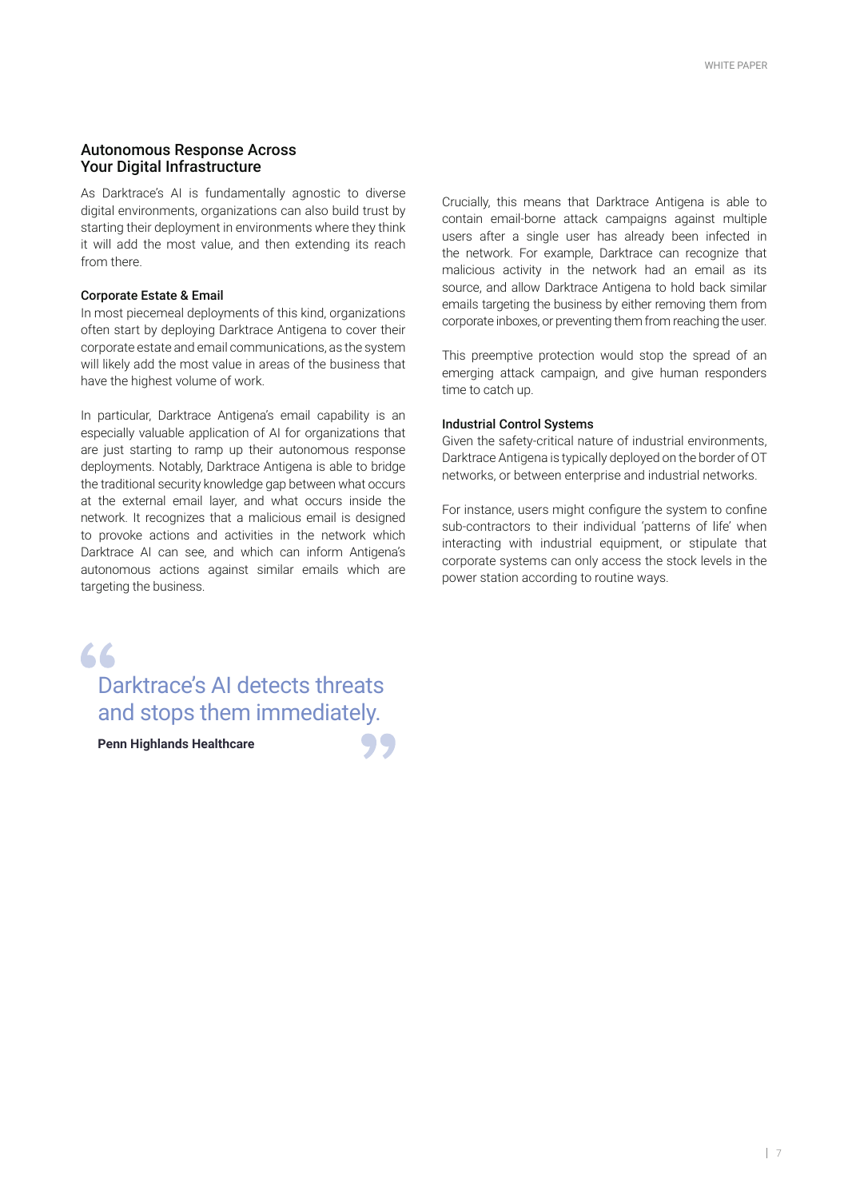## Autonomous Response Across Your Digital Infrastructure

As Darktrace's AI is fundamentally agnostic to diverse digital environments, organizations can also build trust by starting their deployment in environments where they think it will add the most value, and then extending its reach from there.

### Corporate Estate & Email

In most piecemeal deployments of this kind, organizations often start by deploying Darktrace Antigena to cover their corporate estate and email communications, as the system will likely add the most value in areas of the business that have the highest volume of work.

In particular, Darktrace Antigena's email capability is an especially valuable application of AI for organizations that are just starting to ramp up their autonomous response deployments. Notably, Darktrace Antigena is able to bridge the traditional security knowledge gap between what occurs at the external email layer, and what occurs inside the network. It recognizes that a malicious email is designed to provoke actions and activities in the network which Darktrace AI can see, and which can inform Antigena's autonomous actions against similar emails which are targeting the business.

> Darktrace's AI detects threats and stops them immediately.
>
> **Penn Highlands Healthcare**

Crucially, this means that Darktrace Antigena is able to contain email-borne attack campaigns against multiple users after a single user has already been infected in the network. For example, Darktrace can recognize that malicious activity in the network had an email as its source, and allow Darktrace Antigena to hold back similar emails targeting the business by either removing them from corporate inboxes, or preventing them from reaching the user.

This preemptive protection would stop the spread of an emerging attack campaign, and give human responders time to catch up.

### Industrial Control Systems

Given the safety-critical nature of industrial environments, Darktrace Antigena is typically deployed on the border of OT networks, or between enterprise and industrial networks.

For instance, users might configure the system to confine sub-contractors to their individual 'patterns of life' when interacting with industrial equipment, or stipulate that corporate systems can only access the stock levels in the power station according to routine ways.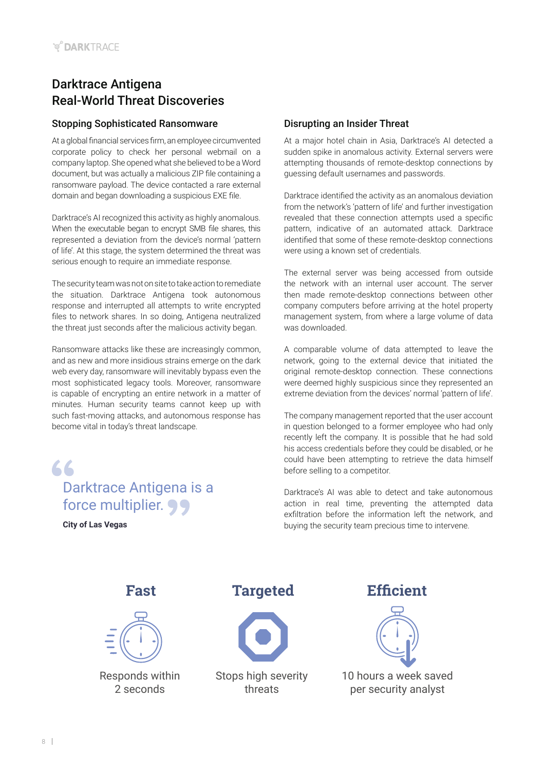# Darktrace Antigena Real-World Threat Discoveries

## Stopping Sophisticated Ransomware

At a global financial services firm, an employee circumvented corporate policy to check her personal webmail on a company laptop. She opened what she believed to be a Word document, but was actually a malicious ZIP file containing a ransomware payload. The device contacted a rare external domain and began downloading a suspicious EXE file.

Darktrace's AI recognized this activity as highly anomalous. When the executable began to encrypt SMB file shares, this represented a deviation from the device's normal 'pattern of life'. At this stage, the system determined the threat was serious enough to require an immediate response.

The security team was not on site to take action to remediate the situation. Darktrace Antigena took autonomous response and interrupted all attempts to write encrypted files to network shares. In so doing, Antigena neutralized the threat just seconds after the malicious activity began.

Ransomware attacks like these are increasingly common, and as new and more insidious strains emerge on the dark web every day, ransomware will inevitably bypass even the most sophisticated legacy tools. Moreover, ransomware is capable of encrypting an entire network in a matter of minutes. Human security teams cannot keep up with such fast-moving attacks, and autonomous response has become vital in today's threat landscape.

> "Darktrace Antigena is a force multiplier."
>
> **City of Las Vegas**

## Disrupting an Insider Threat

At a major hotel chain in Asia, Darktrace's AI detected a sudden spike in anomalous activity. External servers were attempting thousands of remote-desktop connections by guessing default usernames and passwords.

Darktrace identified the activity as an anomalous deviation from the network's 'pattern of life' and further investigation revealed that these connection attempts used a specific pattern, indicative of an automated attack. Darktrace identified that some of these remote-desktop connections were using a known set of credentials.

The external server was being accessed from outside the network with an internal user account. The server then made remote-desktop connections between other company computers before arriving at the hotel property management system, from where a large volume of data was downloaded.

A comparable volume of data attempted to leave the network, going to the external device that initiated the original remote-desktop connection. These connections were deemed highly suspicious since they represented an extreme deviation from the devices' normal 'pattern of life'.

The company management reported that the user account in question belonged to a former employee who had only recently left the company. It is possible that he had sold his access credentials before they could be disabled, or he could have been attempting to retrieve the data himself before selling to a competitor.

Darktrace's AI was able to detect and take autonomous action in real time, preventing the attempted data exfiltration before the information left the network, and buying the security team precious time to intervene.

**Fast**

Responds within 2 seconds

**Targeted**

Stops high severity threats

**Efficient**

10 hours a week saved per security analyst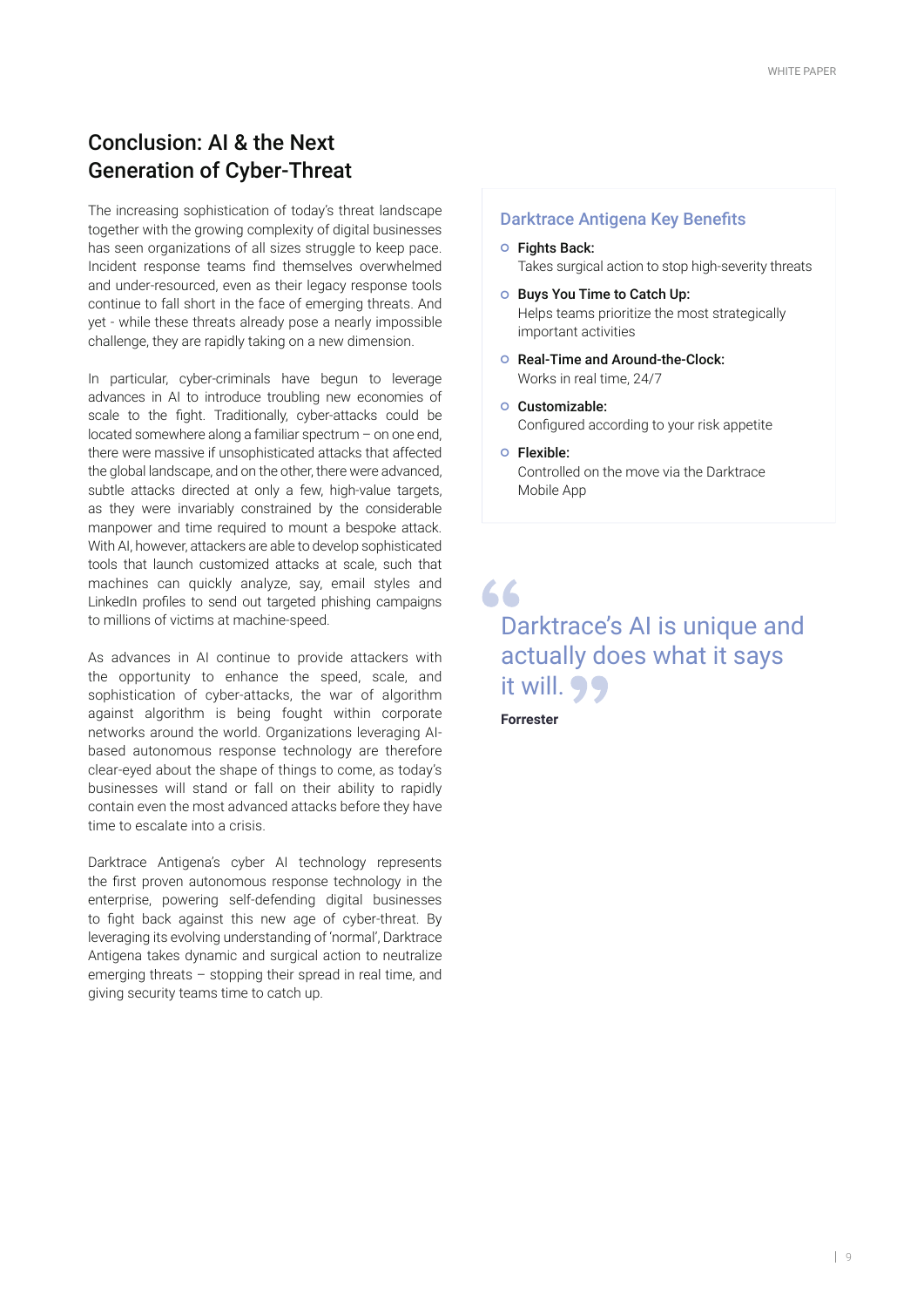## Conclusion: AI & the Next Generation of Cyber-Threat

The increasing sophistication of today's threat landscape together with the growing complexity of digital businesses has seen organizations of all sizes struggle to keep pace. Incident response teams find themselves overwhelmed and under-resourced, even as their legacy response tools continue to fall short in the face of emerging threats. And yet - while these threats already pose a nearly impossible challenge, they are rapidly taking on a new dimension.

In particular, cyber-criminals have begun to leverage advances in AI to introduce troubling new economies of scale to the fight. Traditionally, cyber-attacks could be located somewhere along a familiar spectrum – on one end, there were massive if unsophisticated attacks that affected the global landscape, and on the other, there were advanced, subtle attacks directed at only a few, high-value targets, as they were invariably constrained by the considerable manpower and time required to mount a bespoke attack. With AI, however, attackers are able to develop sophisticated tools that launch customized attacks at scale, such that machines can quickly analyze, say, email styles and LinkedIn profiles to send out targeted phishing campaigns to millions of victims at machine-speed.

As advances in AI continue to provide attackers with the opportunity to enhance the speed, scale, and sophistication of cyber-attacks, the war of algorithm against algorithm is being fought within corporate networks around the world. Organizations leveraging AI-based autonomous response technology are therefore clear-eyed about the shape of things to come, as today's businesses will stand or fall on their ability to rapidly contain even the most advanced attacks before they have time to escalate into a crisis.

Darktrace Antigena's cyber AI technology represents the first proven autonomous response technology in the enterprise, powering self-defending digital businesses to fight back against this new age of cyber-threat. By leveraging its evolving understanding of 'normal', Darktrace Antigena takes dynamic and surgical action to neutralize emerging threats – stopping their spread in real time, and giving security teams time to catch up.

### Darktrace Antigena Key Benefits

- **Fights Back:**
  Takes surgical action to stop high-severity threats
- **Buys You Time to Catch Up:**
  Helps teams prioritize the most strategically important activities
- **Real-Time and Around-the-Clock:**
  Works in real time, 24/7
- **Customizable:**
  Configured according to your risk appetite
- **Flexible:**
  Controlled on the move via the Darktrace Mobile App

> "Darktrace's AI is unique and actually does what it says it will."
>
> **Forrester**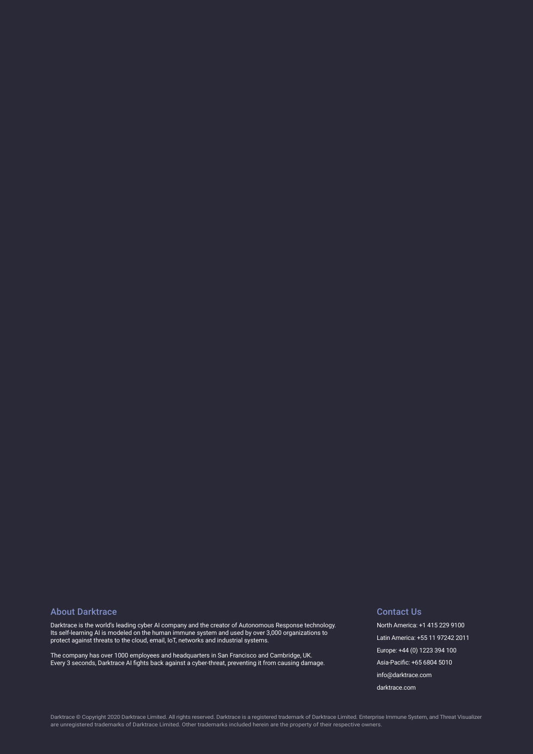## About Darktrace

Darktrace is the world's leading cyber AI company and the creator of Autonomous Response technology. Its self-learning AI is modeled on the human immune system and used by over 3,000 organizations to protect against threats to the cloud, email, IoT, networks and industrial systems.

The company has over 1000 employees and headquarters in San Francisco and Cambridge, UK. Every 3 seconds, Darktrace AI fights back against a cyber-threat, preventing it from causing damage.

## Contact Us

North America: +1 415 229 9100

Latin America: +55 11 97242 2011

Europe: +44 (0) 1223 394 100

Asia-Pacific: +65 6804 5010

info@darktrace.com

darktrace.com

Darktrace © Copyright 2020 Darktrace Limited. All rights reserved. Darktrace is a registered trademark of Darktrace Limited. Enterprise Immune System, and Threat Visualizer are unregistered trademarks of Darktrace Limited. Other trademarks included herein are the property of their respective owners.